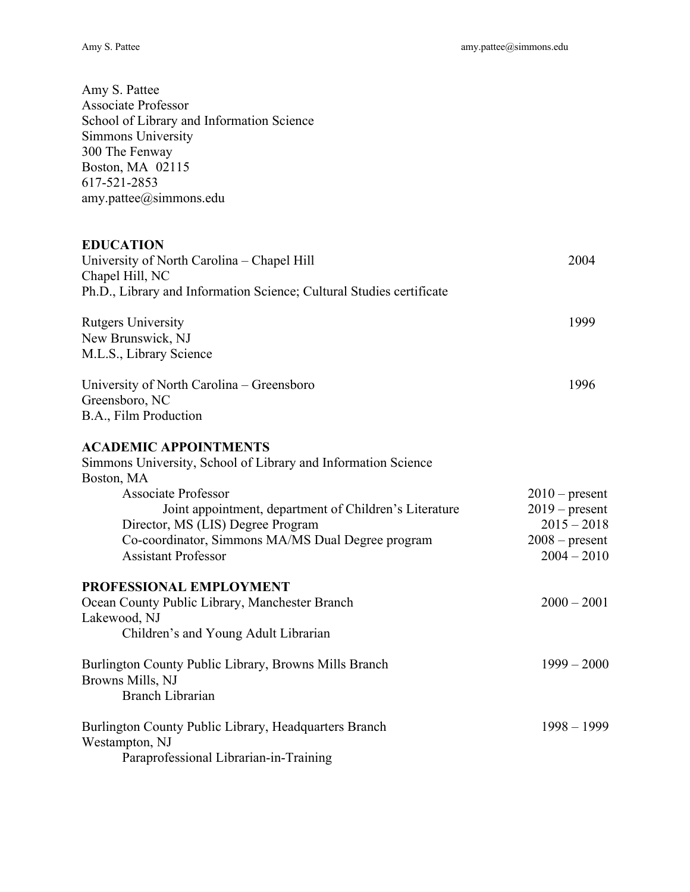Amy S. Pattee
Associate Professor
School of Library and Information Science
Simmons University
300 The Fenway
Boston, MA 02115
617-521-2853
amy.pattee@simmons.edu

## EDUCATION

University of North Carolina – Chapel Hill — 2004
Chapel Hill, NC
Ph.D., Library and Information Science; Cultural Studies certificate

Rutgers University — 1999
New Brunswick, NJ
M.L.S., Library Science

University of North Carolina – Greensboro — 1996
Greensboro, NC
B.A., Film Production

## ACADEMIC APPOINTMENTS

Simmons University, School of Library and Information Science
Boston, MA

- Associate Professor — 2010 – present
  - Joint appointment, department of Children's Literature — 2019 – present
- Director, MS (LIS) Degree Program — 2015 – 2018
- Co-coordinator, Simmons MA/MS Dual Degree program — 2008 – present
- Assistant Professor — 2004 – 2010

## PROFESSIONAL EMPLOYMENT

Ocean County Public Library, Manchester Branch — 2000 – 2001
Lakewood, NJ
Children's and Young Adult Librarian

Burlington County Public Library, Browns Mills Branch — 1999 – 2000
Browns Mills, NJ
Branch Librarian

Burlington County Public Library, Headquarters Branch — 1998 – 1999
Westampton, NJ
Paraprofessional Librarian-in-Training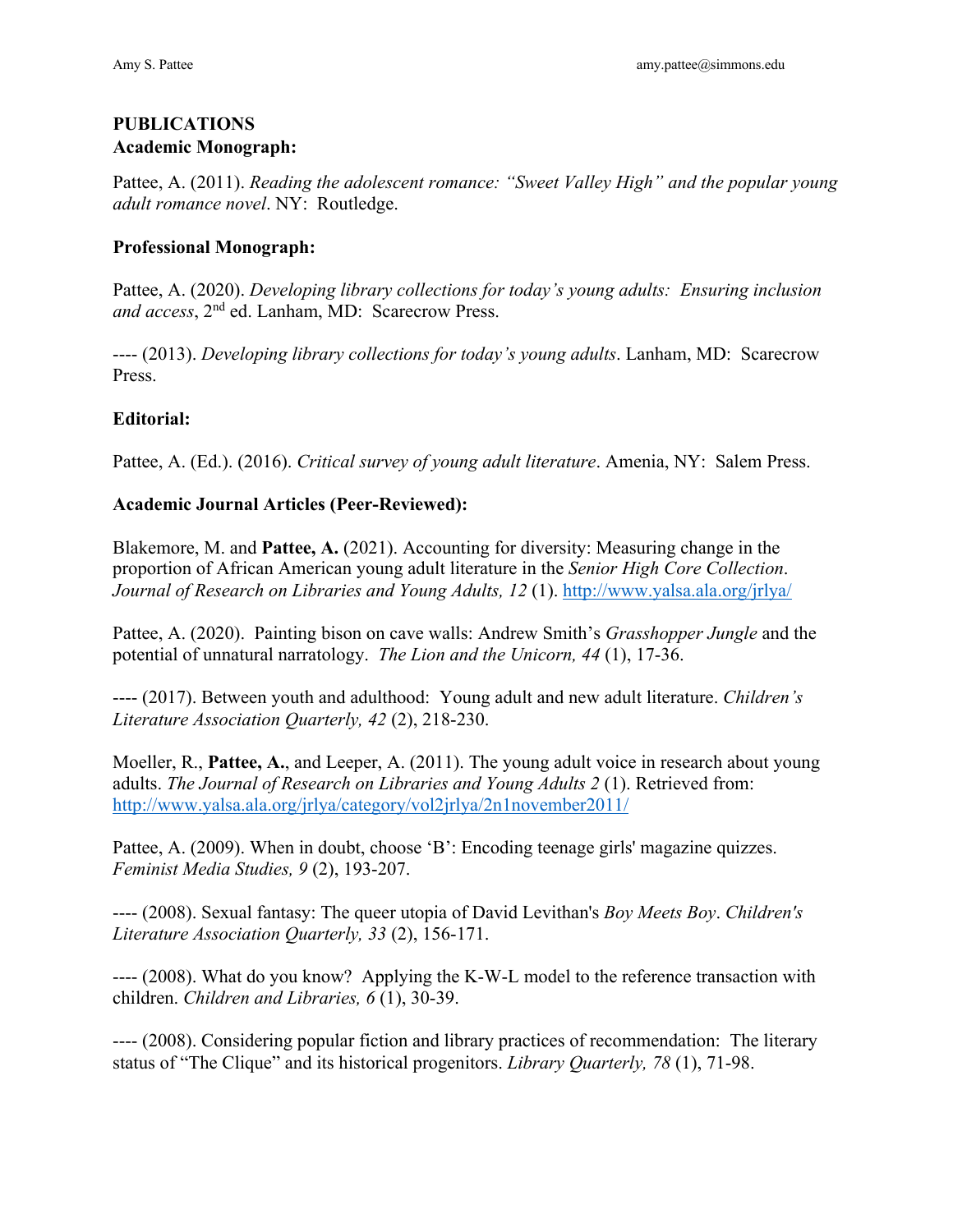## PUBLICATIONS

### Academic Monograph:

Pattee, A. (2011). *Reading the adolescent romance: "Sweet Valley High" and the popular young adult romance novel*. NY: Routledge.

### Professional Monograph:

Pattee, A. (2020). *Developing library collections for today's young adults: Ensuring inclusion and access*, 2nd ed. Lanham, MD: Scarecrow Press.

---- (2013). *Developing library collections for today's young adults*. Lanham, MD: Scarecrow Press.

### Editorial:

Pattee, A. (Ed.). (2016). *Critical survey of young adult literature*. Amenia, NY: Salem Press.

### Academic Journal Articles (Peer-Reviewed):

Blakemore, M. and **Pattee, A.** (2021). Accounting for diversity: Measuring change in the proportion of African American young adult literature in the *Senior High Core Collection*. *Journal of Research on Libraries and Young Adults, 12* (1). http://www.yalsa.ala.org/jrlya/

Pattee, A. (2020). Painting bison on cave walls: Andrew Smith's *Grasshopper Jungle* and the potential of unnatural narratology. *The Lion and the Unicorn, 44* (1), 17-36.

---- (2017). Between youth and adulthood: Young adult and new adult literature. *Children's Literature Association Quarterly, 42* (2), 218-230.

Moeller, R., **Pattee, A.**, and Leeper, A. (2011). The young adult voice in research about young adults. *The Journal of Research on Libraries and Young Adults 2* (1). Retrieved from: http://www.yalsa.ala.org/jrlya/category/vol2jrlya/2n1november2011/

Pattee, A. (2009). When in doubt, choose 'B': Encoding teenage girls' magazine quizzes. *Feminist Media Studies, 9* (2), 193-207.

---- (2008). Sexual fantasy: The queer utopia of David Levithan's *Boy Meets Boy*. *Children's Literature Association Quarterly, 33* (2), 156-171.

---- (2008). What do you know? Applying the K-W-L model to the reference transaction with children. *Children and Libraries, 6* (1), 30-39.

---- (2008). Considering popular fiction and library practices of recommendation: The literary status of "The Clique" and its historical progenitors. *Library Quarterly, 78* (1), 71-98.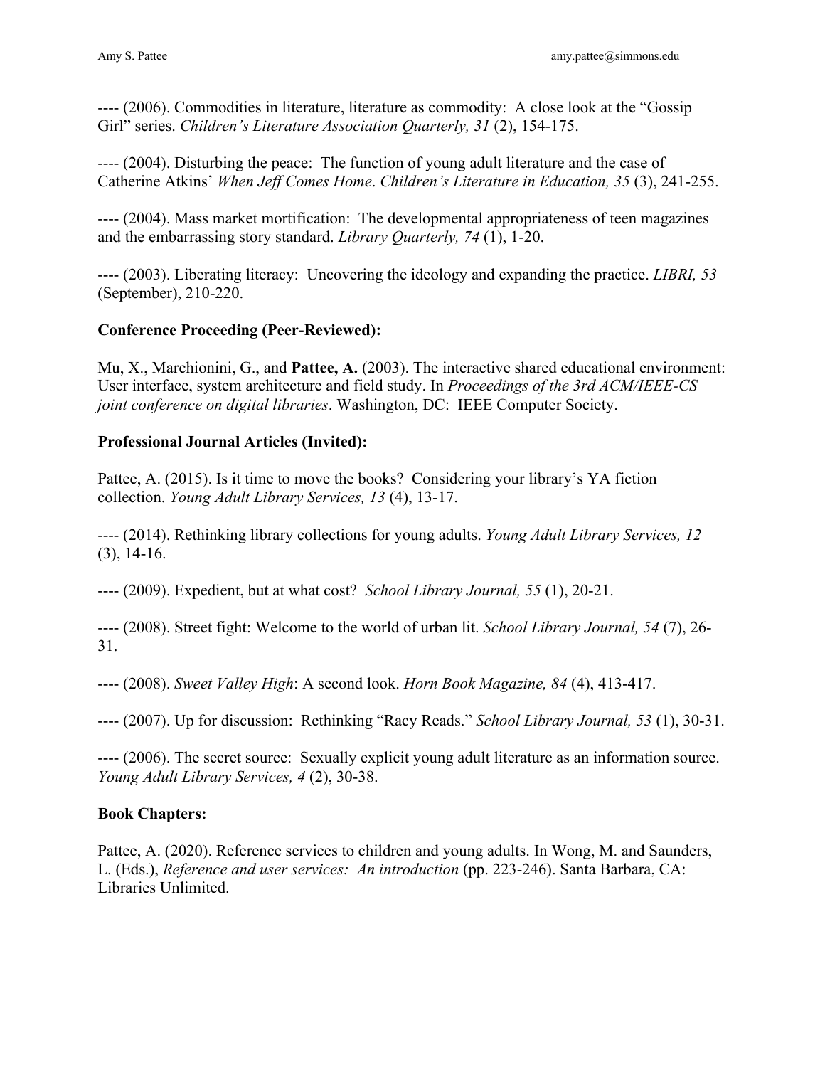---- (2006). Commodities in literature, literature as commodity:  A close look at the “Gossip Girl” series. *Children’s Literature Association Quarterly, 31* (2), 154-175.

---- (2004). Disturbing the peace:  The function of young adult literature and the case of Catherine Atkins’ *When Jeff Comes Home*. *Children’s Literature in Education, 35* (3), 241-255.

---- (2004). Mass market mortification:  The developmental appropriateness of teen magazines and the embarrassing story standard. *Library Quarterly, 74* (1), 1-20.

---- (2003). Liberating literacy:  Uncovering the ideology and expanding the practice. *LIBRI, 53* (September), 210-220.

**Conference Proceeding (Peer-Reviewed):**

Mu, X., Marchionini, G., and **Pattee, A.** (2003). The interactive shared educational environment: User interface, system architecture and field study. In *Proceedings of the 3rd ACM/IEEE-CS joint conference on digital libraries*. Washington, DC:  IEEE Computer Society.

**Professional Journal Articles (Invited):**

Pattee, A. (2015). Is it time to move the books?  Considering your library’s YA fiction collection. *Young Adult Library Services, 13* (4), 13-17.

---- (2014). Rethinking library collections for young adults. *Young Adult Library Services, 12* (3), 14-16.

---- (2009). Expedient, but at what cost?  *School Library Journal, 55* (1), 20-21.

---- (2008). Street fight: Welcome to the world of urban lit. *School Library Journal, 54* (7), 26-31.

---- (2008). *Sweet Valley High*: A second look. *Horn Book Magazine, 84* (4), 413-417.

---- (2007). Up for discussion:  Rethinking “Racy Reads.” *School Library Journal, 53* (1), 30-31.

---- (2006). The secret source:  Sexually explicit young adult literature as an information source. *Young Adult Library Services, 4* (2), 30-38.

**Book Chapters:**

Pattee, A. (2020). Reference services to children and young adults. In Wong, M. and Saunders, L. (Eds.), *Reference and user services:  An introduction* (pp. 223-246). Santa Barbara, CA: Libraries Unlimited.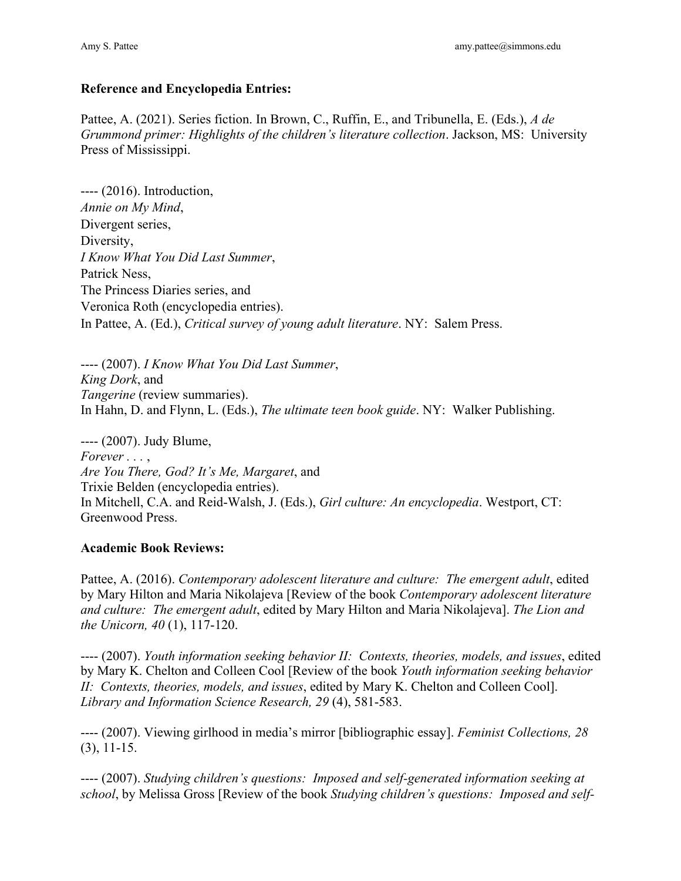**Reference and Encyclopedia Entries:**

Pattee, A. (2021). Series fiction. In Brown, C., Ruffin, E., and Tribunella, E. (Eds.), *A de Grummond primer: Highlights of the children's literature collection*. Jackson, MS: University Press of Mississippi.

---- (2016). Introduction,
*Annie on My Mind*,
Divergent series,
Diversity,
*I Know What You Did Last Summer*,
Patrick Ness,
The Princess Diaries series, and
Veronica Roth (encyclopedia entries).
In Pattee, A. (Ed.), *Critical survey of young adult literature*. NY: Salem Press.

---- (2007). *I Know What You Did Last Summer*,
*King Dork*, and
*Tangerine* (review summaries).
In Hahn, D. and Flynn, L. (Eds.), *The ultimate teen book guide*. NY: Walker Publishing.

---- (2007). Judy Blume,
*Forever . . .* ,
*Are You There, God? It's Me, Margaret*, and
Trixie Belden (encyclopedia entries).
In Mitchell, C.A. and Reid-Walsh, J. (Eds.), *Girl culture: An encyclopedia*. Westport, CT: Greenwood Press.

**Academic Book Reviews:**

Pattee, A. (2016). *Contemporary adolescent literature and culture: The emergent adult*, edited by Mary Hilton and Maria Nikolajeva [Review of the book *Contemporary adolescent literature and culture: The emergent adult*, edited by Mary Hilton and Maria Nikolajeva]. *The Lion and the Unicorn, 40* (1), 117-120.

---- (2007). *Youth information seeking behavior II: Contexts, theories, models, and issues*, edited by Mary K. Chelton and Colleen Cool [Review of the book *Youth information seeking behavior II: Contexts, theories, models, and issues*, edited by Mary K. Chelton and Colleen Cool]. *Library and Information Science Research, 29* (4), 581-583.

---- (2007). Viewing girlhood in media's mirror [bibliographic essay]. *Feminist Collections, 28* (3), 11-15.

---- (2007). *Studying children's questions: Imposed and self-generated information seeking at school*, by Melissa Gross [Review of the book *Studying children's questions: Imposed and self-*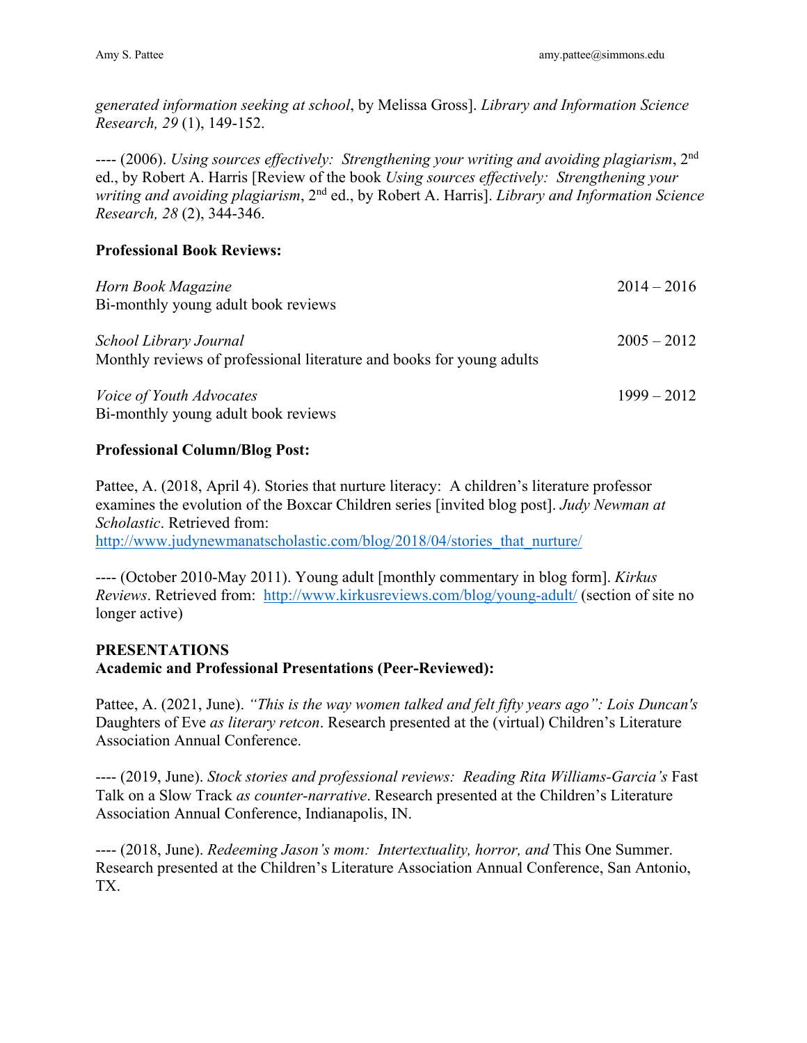*generated information seeking at school*, by Melissa Gross]. *Library and Information Science Research, 29* (1), 149-152.

---- (2006). *Using sources effectively: Strengthening your writing and avoiding plagiarism*, 2nd ed., by Robert A. Harris [Review of the book *Using sources effectively: Strengthening your writing and avoiding plagiarism*, 2nd ed., by Robert A. Harris]. *Library and Information Science Research, 28* (2), 344-346.

**Professional Book Reviews:**

*Horn Book Magazine* 2014 – 2016
Bi-monthly young adult book reviews

*School Library Journal* 2005 – 2012
Monthly reviews of professional literature and books for young adults

*Voice of Youth Advocates* 1999 – 2012
Bi-monthly young adult book reviews

**Professional Column/Blog Post:**

Pattee, A. (2018, April 4). Stories that nurture literacy: A children's literature professor examines the evolution of the Boxcar Children series [invited blog post]. *Judy Newman at Scholastic*. Retrieved from: http://www.judynewmanatscholastic.com/blog/2018/04/stories_that_nurture/

---- (October 2010-May 2011). Young adult [monthly commentary in blog form]. *Kirkus Reviews*. Retrieved from: http://www.kirkusreviews.com/blog/young-adult/ (section of site no longer active)

## PRESENTATIONS

**Academic and Professional Presentations (Peer-Reviewed):**

Pattee, A. (2021, June). *"This is the way women talked and felt fifty years ago": Lois Duncan's* Daughters of Eve *as literary retcon*. Research presented at the (virtual) Children's Literature Association Annual Conference.

---- (2019, June). *Stock stories and professional reviews: Reading Rita Williams-Garcia's* Fast Talk on a Slow Track *as counter-narrative*. Research presented at the Children's Literature Association Annual Conference, Indianapolis, IN.

---- (2018, June). *Redeeming Jason's mom: Intertextuality, horror, and* This One Summer. Research presented at the Children's Literature Association Annual Conference, San Antonio, TX.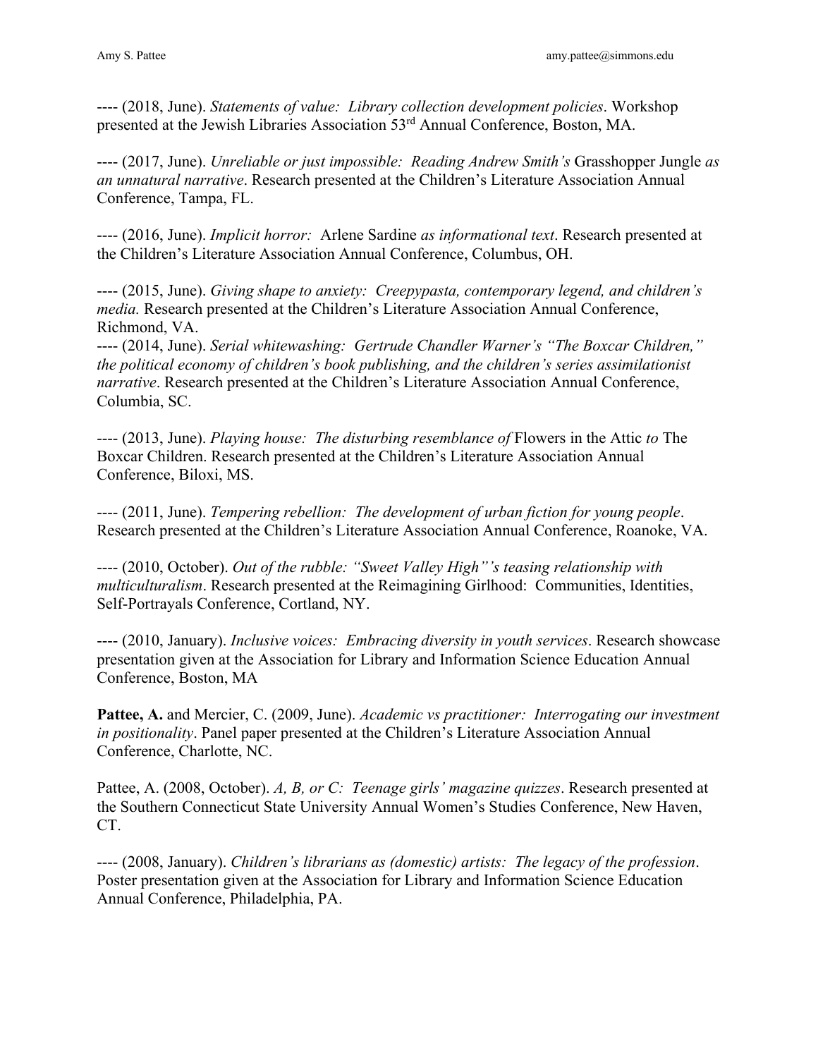---- (2018, June). *Statements of value: Library collection development policies*. Workshop presented at the Jewish Libraries Association 53rd Annual Conference, Boston, MA.

---- (2017, June). *Unreliable or just impossible: Reading Andrew Smith's* Grasshopper Jungle *as an unnatural narrative*. Research presented at the Children's Literature Association Annual Conference, Tampa, FL.

---- (2016, June). *Implicit horror:* Arlene Sardine *as informational text*. Research presented at the Children's Literature Association Annual Conference, Columbus, OH.

---- (2015, June). *Giving shape to anxiety: Creepypasta, contemporary legend, and children's media.* Research presented at the Children's Literature Association Annual Conference, Richmond, VA.

---- (2014, June). *Serial whitewashing: Gertrude Chandler Warner's "The Boxcar Children," the political economy of children's book publishing, and the children's series assimilationist narrative*. Research presented at the Children's Literature Association Annual Conference, Columbia, SC.

---- (2013, June). *Playing house: The disturbing resemblance of* Flowers in the Attic *to* The Boxcar Children. Research presented at the Children's Literature Association Annual Conference, Biloxi, MS.

---- (2011, June). *Tempering rebellion: The development of urban fiction for young people*. Research presented at the Children's Literature Association Annual Conference, Roanoke, VA.

---- (2010, October). *Out of the rubble: "Sweet Valley High"'s teasing relationship with multiculturalism*. Research presented at the Reimagining Girlhood: Communities, Identities, Self-Portrayals Conference, Cortland, NY.

---- (2010, January). *Inclusive voices: Embracing diversity in youth services*. Research showcase presentation given at the Association for Library and Information Science Education Annual Conference, Boston, MA

**Pattee, A.** and Mercier, C. (2009, June). *Academic vs practitioner: Interrogating our investment in positionality*. Panel paper presented at the Children's Literature Association Annual Conference, Charlotte, NC.

Pattee, A. (2008, October). *A, B, or C: Teenage girls' magazine quizzes*. Research presented at the Southern Connecticut State University Annual Women's Studies Conference, New Haven, CT.

---- (2008, January). *Children's librarians as (domestic) artists: The legacy of the profession*. Poster presentation given at the Association for Library and Information Science Education Annual Conference, Philadelphia, PA.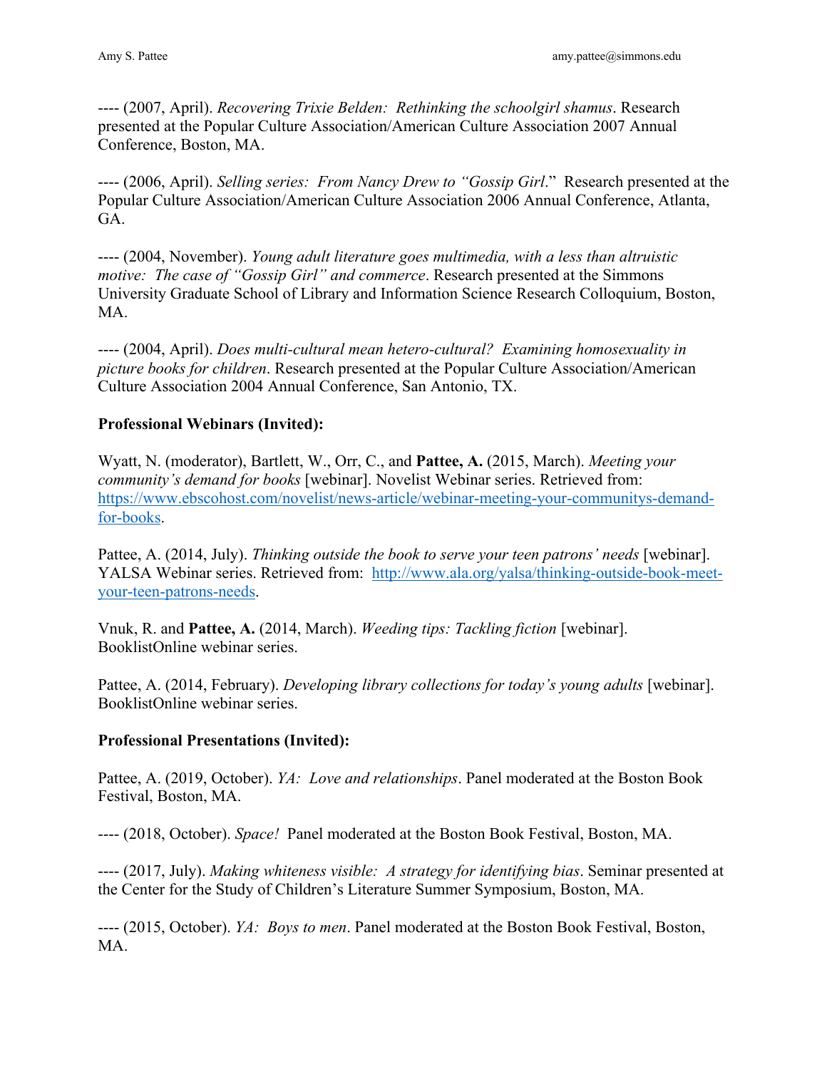---- (2007, April). *Recovering Trixie Belden: Rethinking the schoolgirl shamus*. Research presented at the Popular Culture Association/American Culture Association 2007 Annual Conference, Boston, MA.

---- (2006, April). *Selling series: From Nancy Drew to "Gossip Girl*." Research presented at the Popular Culture Association/American Culture Association 2006 Annual Conference, Atlanta, GA.

---- (2004, November). *Young adult literature goes multimedia, with a less than altruistic motive: The case of "Gossip Girl" and commerce*. Research presented at the Simmons University Graduate School of Library and Information Science Research Colloquium, Boston, MA.

---- (2004, April). *Does multi-cultural mean hetero-cultural? Examining homosexuality in picture books for children*. Research presented at the Popular Culture Association/American Culture Association 2004 Annual Conference, San Antonio, TX.

**Professional Webinars (Invited):**

Wyatt, N. (moderator), Bartlett, W., Orr, C., and **Pattee, A.** (2015, March). *Meeting your community's demand for books* [webinar]. Novelist Webinar series. Retrieved from: [https://www.ebscohost.com/novelist/news-article/webinar-meeting-your-communitys-demand-for-books](https://www.ebscohost.com/novelist/news-article/webinar-meeting-your-communitys-demand-for-books).

Pattee, A. (2014, July). *Thinking outside the book to serve your teen patrons' needs* [webinar]. YALSA Webinar series. Retrieved from: [http://www.ala.org/yalsa/thinking-outside-book-meet-your-teen-patrons-needs](http://www.ala.org/yalsa/thinking-outside-book-meet-your-teen-patrons-needs).

Vnuk, R. and **Pattee, A.** (2014, March). *Weeding tips: Tackling fiction* [webinar]. BooklistOnline webinar series.

Pattee, A. (2014, February). *Developing library collections for today's young adults* [webinar]. BooklistOnline webinar series.

**Professional Presentations (Invited):**

Pattee, A. (2019, October). *YA: Love and relationships*. Panel moderated at the Boston Book Festival, Boston, MA.

---- (2018, October). *Space!* Panel moderated at the Boston Book Festival, Boston, MA.

---- (2017, July). *Making whiteness visible: A strategy for identifying bias*. Seminar presented at the Center for the Study of Children's Literature Summer Symposium, Boston, MA.

---- (2015, October). *YA: Boys to men*. Panel moderated at the Boston Book Festival, Boston, MA.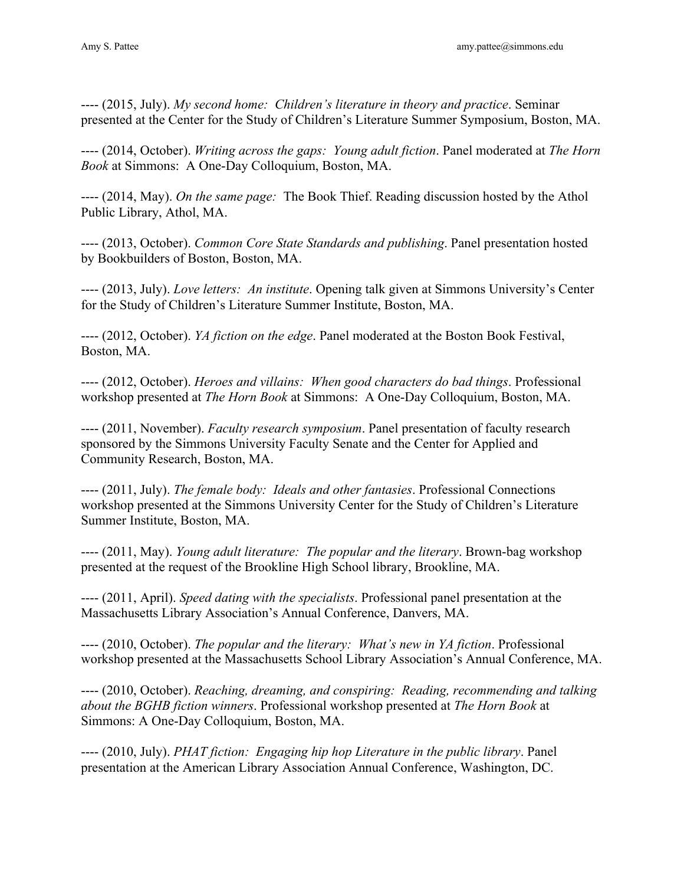---- (2015, July). *My second home: Children's literature in theory and practice*. Seminar presented at the Center for the Study of Children's Literature Summer Symposium, Boston, MA.

---- (2014, October). *Writing across the gaps: Young adult fiction*. Panel moderated at *The Horn Book* at Simmons: A One-Day Colloquium, Boston, MA.

---- (2014, May). *On the same page:* The Book Thief. Reading discussion hosted by the Athol Public Library, Athol, MA.

---- (2013, October). *Common Core State Standards and publishing*. Panel presentation hosted by Bookbuilders of Boston, Boston, MA.

---- (2013, July). *Love letters: An institute*. Opening talk given at Simmons University's Center for the Study of Children's Literature Summer Institute, Boston, MA.

---- (2012, October). *YA fiction on the edge*. Panel moderated at the Boston Book Festival, Boston, MA.

---- (2012, October). *Heroes and villains: When good characters do bad things*. Professional workshop presented at *The Horn Book* at Simmons: A One-Day Colloquium, Boston, MA.

---- (2011, November). *Faculty research symposium*. Panel presentation of faculty research sponsored by the Simmons University Faculty Senate and the Center for Applied and Community Research, Boston, MA.

---- (2011, July). *The female body: Ideals and other fantasies*. Professional Connections workshop presented at the Simmons University Center for the Study of Children's Literature Summer Institute, Boston, MA.

---- (2011, May). *Young adult literature: The popular and the literary*. Brown-bag workshop presented at the request of the Brookline High School library, Brookline, MA.

---- (2011, April). *Speed dating with the specialists*. Professional panel presentation at the Massachusetts Library Association's Annual Conference, Danvers, MA.

---- (2010, October). *The popular and the literary: What's new in YA fiction*. Professional workshop presented at the Massachusetts School Library Association's Annual Conference, MA.

---- (2010, October). *Reaching, dreaming, and conspiring: Reading, recommending and talking about the BGHB fiction winners*. Professional workshop presented at *The Horn Book* at Simmons: A One-Day Colloquium, Boston, MA.

---- (2010, July). *PHAT fiction: Engaging hip hop Literature in the public library*. Panel presentation at the American Library Association Annual Conference, Washington, DC.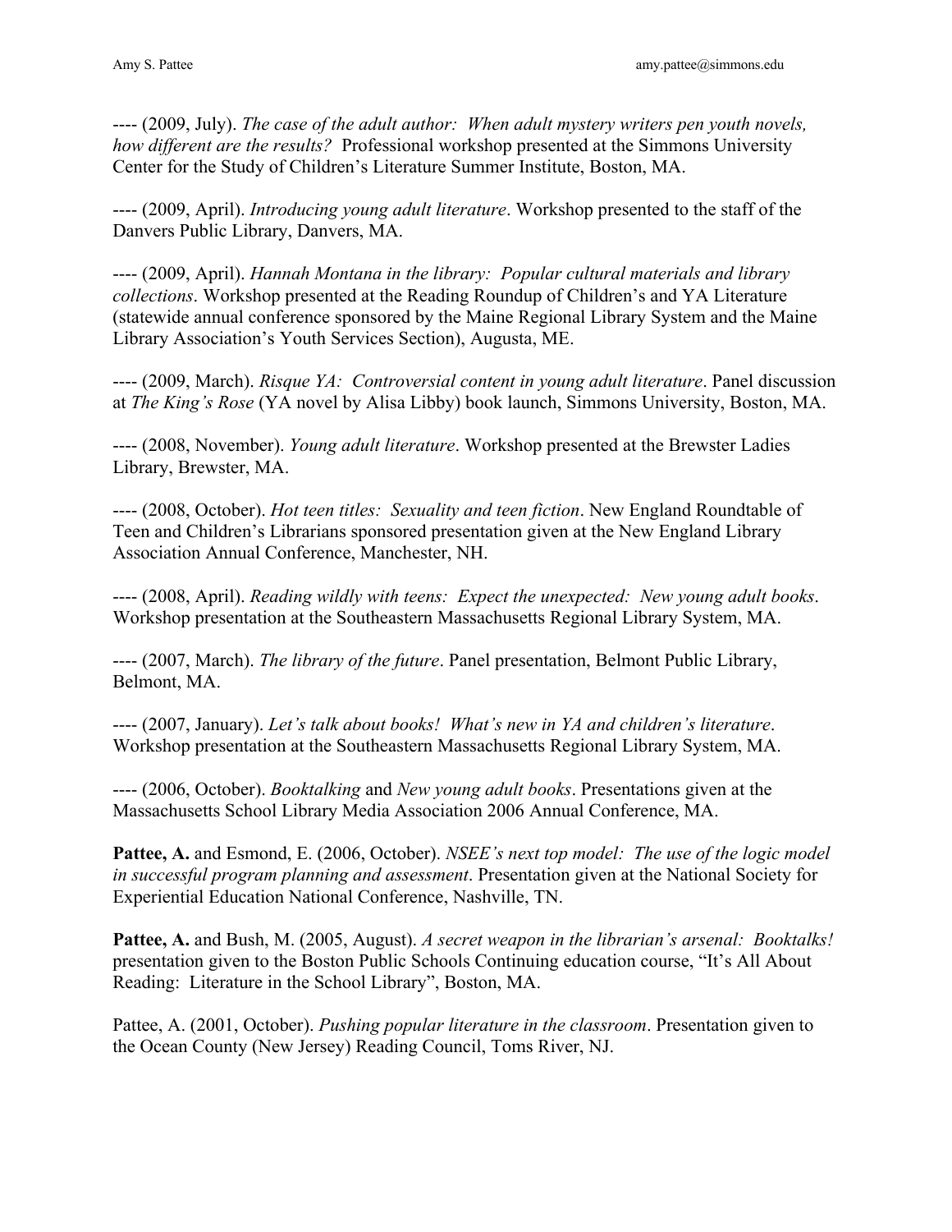---- (2009, July). *The case of the adult author: When adult mystery writers pen youth novels, how different are the results?* Professional workshop presented at the Simmons University Center for the Study of Children's Literature Summer Institute, Boston, MA.

---- (2009, April). *Introducing young adult literature*. Workshop presented to the staff of the Danvers Public Library, Danvers, MA.

---- (2009, April). *Hannah Montana in the library: Popular cultural materials and library collections*. Workshop presented at the Reading Roundup of Children's and YA Literature (statewide annual conference sponsored by the Maine Regional Library System and the Maine Library Association's Youth Services Section), Augusta, ME.

---- (2009, March). *Risque YA: Controversial content in young adult literature*. Panel discussion at *The King's Rose* (YA novel by Alisa Libby) book launch, Simmons University, Boston, MA.

---- (2008, November). *Young adult literature*. Workshop presented at the Brewster Ladies Library, Brewster, MA.

---- (2008, October). *Hot teen titles: Sexuality and teen fiction*. New England Roundtable of Teen and Children's Librarians sponsored presentation given at the New England Library Association Annual Conference, Manchester, NH.

---- (2008, April). *Reading wildly with teens: Expect the unexpected: New young adult books*. Workshop presentation at the Southeastern Massachusetts Regional Library System, MA.

---- (2007, March). *The library of the future*. Panel presentation, Belmont Public Library, Belmont, MA.

---- (2007, January). *Let's talk about books! What's new in YA and children's literature*. Workshop presentation at the Southeastern Massachusetts Regional Library System, MA.

---- (2006, October). *Booktalking* and *New young adult books*. Presentations given at the Massachusetts School Library Media Association 2006 Annual Conference, MA.

**Pattee, A.** and Esmond, E. (2006, October). *NSEE's next top model: The use of the logic model in successful program planning and assessment*. Presentation given at the National Society for Experiential Education National Conference, Nashville, TN.

**Pattee, A.** and Bush, M. (2005, August). *A secret weapon in the librarian's arsenal: Booktalks!* presentation given to the Boston Public Schools Continuing education course, "It's All About Reading: Literature in the School Library", Boston, MA.

Pattee, A. (2001, October). *Pushing popular literature in the classroom*. Presentation given to the Ocean County (New Jersey) Reading Council, Toms River, NJ.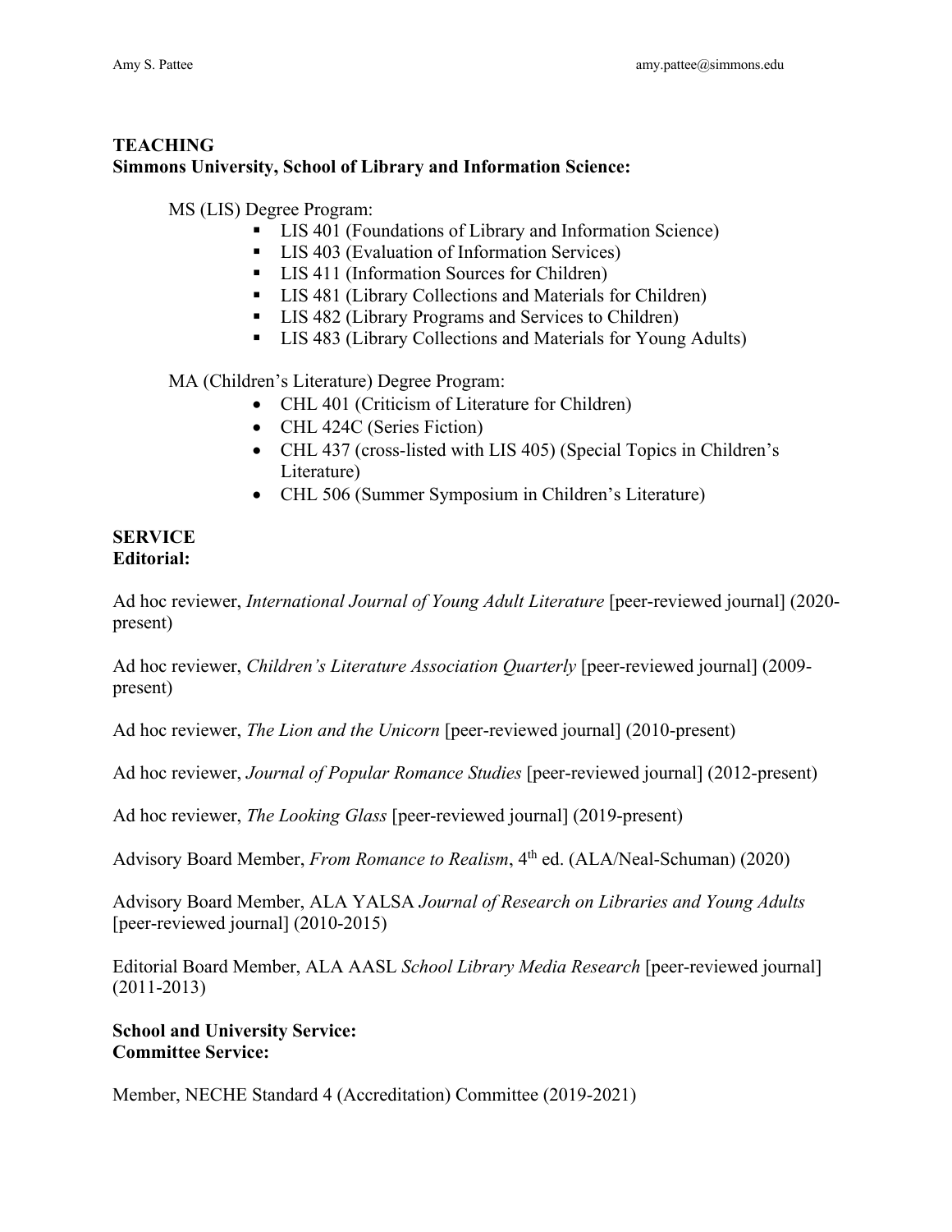## TEACHING

**Simmons University, School of Library and Information Science:**

MS (LIS) Degree Program:

- LIS 401 (Foundations of Library and Information Science)
- LIS 403 (Evaluation of Information Services)
- LIS 411 (Information Sources for Children)
- LIS 481 (Library Collections and Materials for Children)
- LIS 482 (Library Programs and Services to Children)
- LIS 483 (Library Collections and Materials for Young Adults)

MA (Children's Literature) Degree Program:

- CHL 401 (Criticism of Literature for Children)
- CHL 424C (Series Fiction)
- CHL 437 (cross-listed with LIS 405) (Special Topics in Children's Literature)
- CHL 506 (Summer Symposium in Children's Literature)

## SERVICE

**Editorial:**

Ad hoc reviewer, *International Journal of Young Adult Literature* [peer-reviewed journal] (2020-present)

Ad hoc reviewer, *Children's Literature Association Quarterly* [peer-reviewed journal] (2009-present)

Ad hoc reviewer, *The Lion and the Unicorn* [peer-reviewed journal] (2010-present)

Ad hoc reviewer, *Journal of Popular Romance Studies* [peer-reviewed journal] (2012-present)

Ad hoc reviewer, *The Looking Glass* [peer-reviewed journal] (2019-present)

Advisory Board Member, *From Romance to Realism*, 4th ed. (ALA/Neal-Schuman) (2020)

Advisory Board Member, ALA YALSA *Journal of Research on Libraries and Young Adults* [peer-reviewed journal] (2010-2015)

Editorial Board Member, ALA AASL *School Library Media Research* [peer-reviewed journal] (2011-2013)

**School and University Service:**

**Committee Service:**

Member, NECHE Standard 4 (Accreditation) Committee (2019-2021)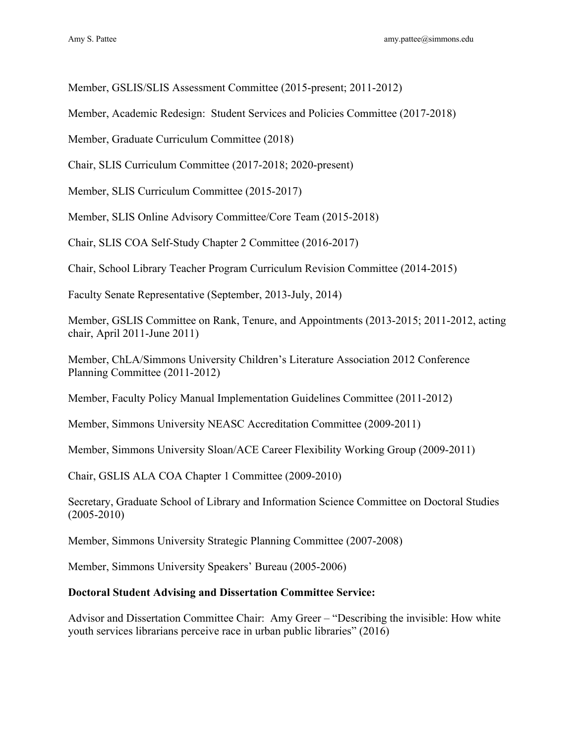Member, GSLIS/SLIS Assessment Committee (2015-present; 2011-2012)

Member, Academic Redesign:  Student Services and Policies Committee (2017-2018)

Member, Graduate Curriculum Committee (2018)

Chair, SLIS Curriculum Committee (2017-2018; 2020-present)

Member, SLIS Curriculum Committee (2015-2017)

Member, SLIS Online Advisory Committee/Core Team (2015-2018)

Chair, SLIS COA Self-Study Chapter 2 Committee (2016-2017)

Chair, School Library Teacher Program Curriculum Revision Committee (2014-2015)

Faculty Senate Representative (September, 2013-July, 2014)

Member, GSLIS Committee on Rank, Tenure, and Appointments (2013-2015; 2011-2012, acting chair, April 2011-June 2011)

Member, ChLA/Simmons University Children's Literature Association 2012 Conference Planning Committee (2011-2012)

Member, Faculty Policy Manual Implementation Guidelines Committee (2011-2012)

Member, Simmons University NEASC Accreditation Committee (2009-2011)

Member, Simmons University Sloan/ACE Career Flexibility Working Group (2009-2011)

Chair, GSLIS ALA COA Chapter 1 Committee (2009-2010)

Secretary, Graduate School of Library and Information Science Committee on Doctoral Studies (2005-2010)

Member, Simmons University Strategic Planning Committee (2007-2008)

Member, Simmons University Speakers' Bureau (2005-2006)

**Doctoral Student Advising and Dissertation Committee Service:**

Advisor and Dissertation Committee Chair:  Amy Greer – "Describing the invisible: How white youth services librarians perceive race in urban public libraries" (2016)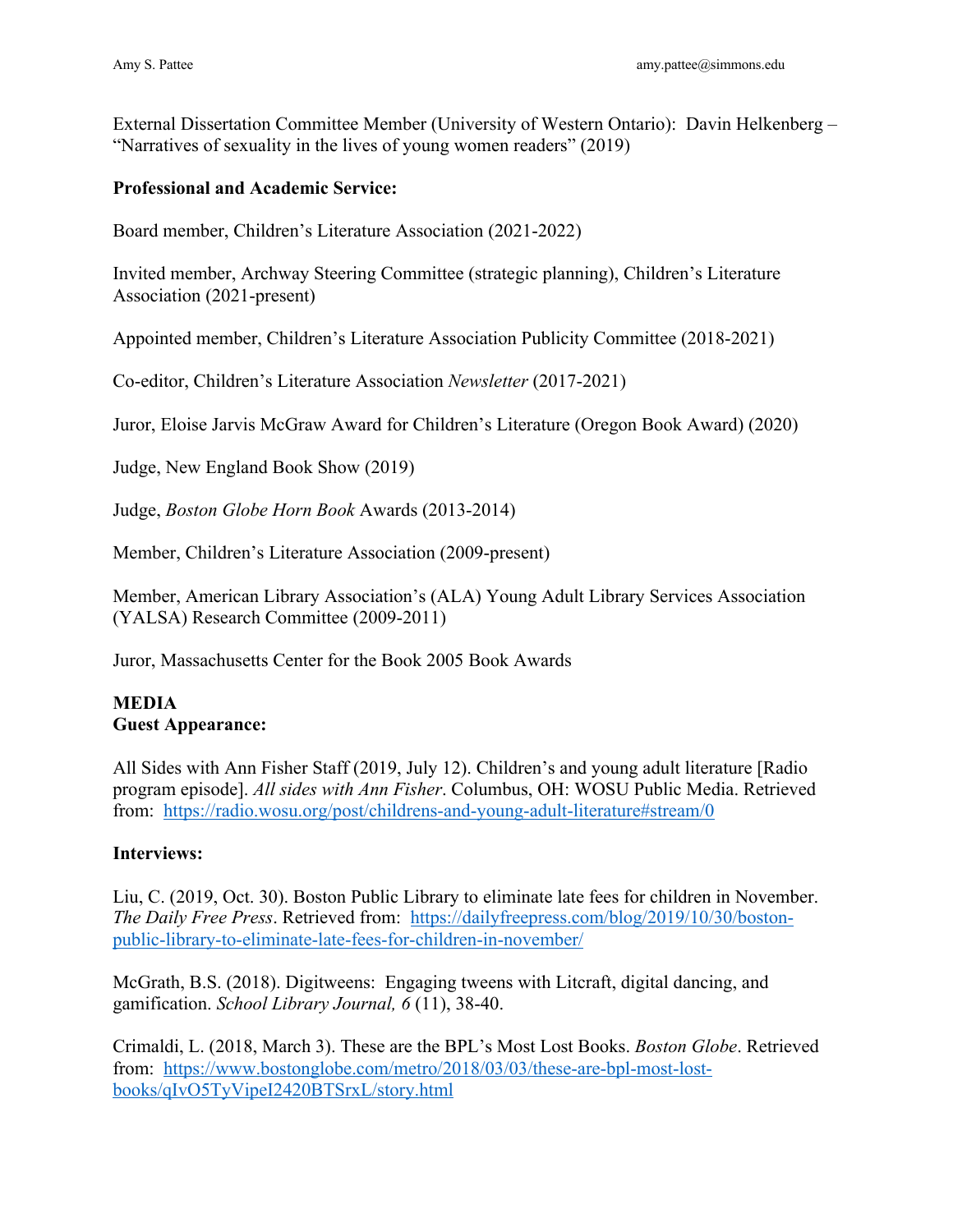External Dissertation Committee Member (University of Western Ontario): Davin Helkenberg – "Narratives of sexuality in the lives of young women readers" (2019)

**Professional and Academic Service:**

Board member, Children's Literature Association (2021-2022)

Invited member, Archway Steering Committee (strategic planning), Children's Literature Association (2021-present)

Appointed member, Children's Literature Association Publicity Committee (2018-2021)

Co-editor, Children's Literature Association *Newsletter* (2017-2021)

Juror, Eloise Jarvis McGraw Award for Children's Literature (Oregon Book Award) (2020)

Judge, New England Book Show (2019)

Judge, *Boston Globe Horn Book* Awards (2013-2014)

Member, Children's Literature Association (2009-present)

Member, American Library Association's (ALA) Young Adult Library Services Association (YALSA) Research Committee (2009-2011)

Juror, Massachusetts Center for the Book 2005 Book Awards

## MEDIA

**Guest Appearance:**

All Sides with Ann Fisher Staff (2019, July 12). Children's and young adult literature [Radio program episode]. *All sides with Ann Fisher*. Columbus, OH: WOSU Public Media. Retrieved from: https://radio.wosu.org/post/childrens-and-young-adult-literature#stream/0

**Interviews:**

Liu, C. (2019, Oct. 30). Boston Public Library to eliminate late fees for children in November. *The Daily Free Press*. Retrieved from: https://dailyfreepress.com/blog/2019/10/30/boston-public-library-to-eliminate-late-fees-for-children-in-november/

McGrath, B.S. (2018). Digitweens: Engaging tweens with Litcraft, digital dancing, and gamification. *School Library Journal, 6* (11), 38-40.

Crimaldi, L. (2018, March 3). These are the BPL's Most Lost Books. *Boston Globe*. Retrieved from: https://www.bostonglobe.com/metro/2018/03/03/these-are-bpl-most-lost-books/qIvO5TyVipeI2420BTSrxL/story.html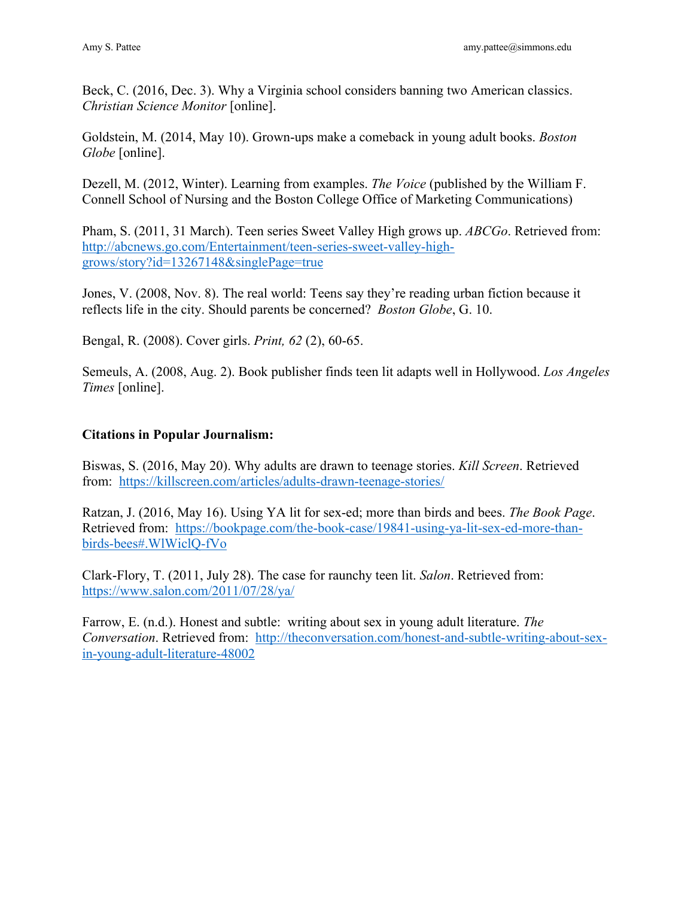Beck, C. (2016, Dec. 3). Why a Virginia school considers banning two American classics. *Christian Science Monitor* [online].

Goldstein, M. (2014, May 10). Grown-ups make a comeback in young adult books. *Boston Globe* [online].

Dezell, M. (2012, Winter). Learning from examples. *The Voice* (published by the William F. Connell School of Nursing and the Boston College Office of Marketing Communications)

Pham, S. (2011, 31 March). Teen series Sweet Valley High grows up. *ABCGo*. Retrieved from: http://abcnews.go.com/Entertainment/teen-series-sweet-valley-high-grows/story?id=13267148&singlePage=true

Jones, V. (2008, Nov. 8). The real world: Teens say they're reading urban fiction because it reflects life in the city. Should parents be concerned? *Boston Globe*, G. 10.

Bengal, R. (2008). Cover girls. *Print, 62* (2), 60-65.

Semeuls, A. (2008, Aug. 2). Book publisher finds teen lit adapts well in Hollywood. *Los Angeles Times* [online].

**Citations in Popular Journalism:**

Biswas, S. (2016, May 20). Why adults are drawn to teenage stories. *Kill Screen*. Retrieved from: https://killscreen.com/articles/adults-drawn-teenage-stories/

Ratzan, J. (2016, May 16). Using YA lit for sex-ed; more than birds and bees. *The Book Page*. Retrieved from: https://bookpage.com/the-book-case/19841-using-ya-lit-sex-ed-more-than-birds-bees#.WlWiclQ-fVo

Clark-Flory, T. (2011, July 28). The case for raunchy teen lit. *Salon*. Retrieved from: https://www.salon.com/2011/07/28/ya/

Farrow, E. (n.d.). Honest and subtle: writing about sex in young adult literature. *The Conversation*. Retrieved from: http://theconversation.com/honest-and-subtle-writing-about-sex-in-young-adult-literature-48002